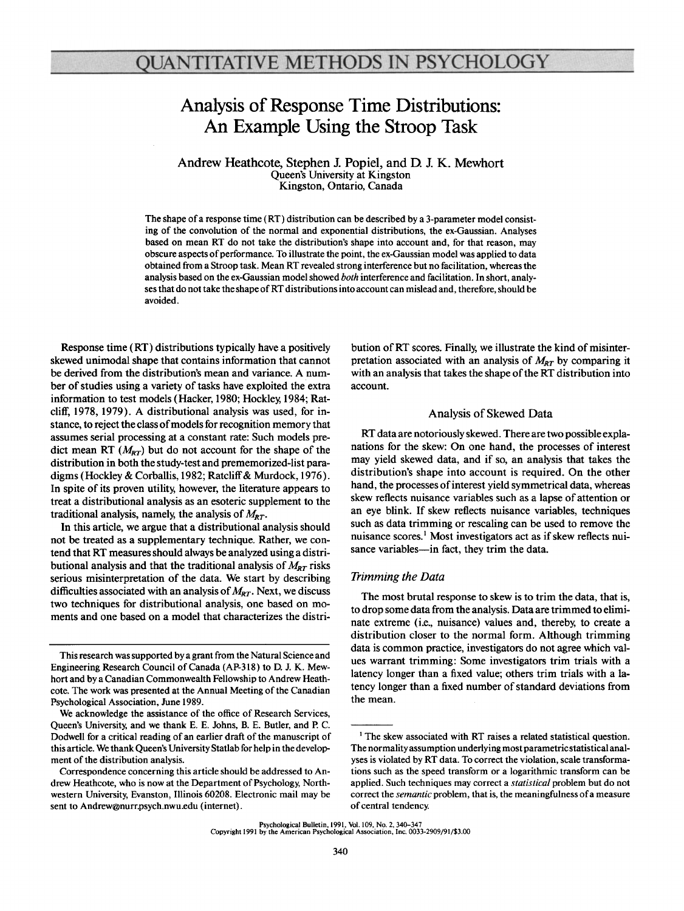QUANTITATIVE METHODS IN PSYCHOLOGY

# Analysis of Response Time Distributions: An Example Using the Stroop Task

Andrew Heathcote, Stephen J. Popiel, and D. J. K. Mewhort
Queen's University at Kingston
Kingston, Ontario, Canada

The shape of a response time (RT) distribution can be described by a 3-parameter model consisting of the convolution of the normal and exponential distributions, the ex-Gaussian. Analyses based on mean RT do not take the distribution's shape into account and, for that reason, may obscure aspects of performance. To illustrate the point, the ex-Gaussian model was applied to data obtained from a Stroop task. Mean RT revealed strong interference but no facilitation, whereas the analysis based on the ex-Gaussian model showed *both* interference and facilitation. In short, analyses that do not take the shape of RT distributions into account can mislead and, therefore, should be avoided.

Response time (RT) distributions typically have a positively skewed unimodal shape that contains information that cannot be derived from the distribution's mean and variance. A number of studies using a variety of tasks have exploited the extra information to test models (Hacker, 1980; Hockley, 1984; Ratcliff, 1978, 1979). A distributional analysis was used, for instance, to reject the class of models for recognition memory that assumes serial processing at a constant rate: Such models predict mean RT ($M_{RT}$) but do not account for the shape of the distribution in both the study-test and prememorized-list paradigms (Hockley & Corballis, 1982; Ratcliff & Murdock, 1976). In spite of its proven utility, however, the literature appears to treat a distributional analysis as an esoteric supplement to the traditional analysis, namely, the analysis of $M_{RT}$.

In this article, we argue that a distributional analysis should not be treated as a supplementary technique. Rather, we contend that RT measures should always be analyzed using a distributional analysis and that the traditional analysis of $M_{RT}$ risks serious misinterpretation of the data. We start by describing difficulties associated with an analysis of $M_{RT}$. Next, we discuss two techniques for distributional analysis, one based on moments and one based on a model that characterizes the distribution of RT scores. Finally, we illustrate the kind of misinterpretation associated with an analysis of $M_{RT}$ by comparing it with an analysis that takes the shape of the RT distribution into account.

## Analysis of Skewed Data

RT data are notoriously skewed. There are two possible explanations for the skew: On one hand, the processes of interest may yield skewed data, and if so, an analysis that takes the distribution's shape into account is required. On the other hand, the processes of interest yield symmetrical data, whereas skew reflects nuisance variables such as a lapse of attention or an eye blink. If skew reflects nuisance variables, techniques such as data trimming or rescaling can be used to remove the nuisance scores.[1] Most investigators act as if skew reflects nuisance variables—in fact, they trim the data.

### *Trimming the Data*

The most brutal response to skew is to trim the data, that is, to drop some data from the analysis. Data are trimmed to eliminate extreme (i.e., nuisance) values and, thereby, to create a distribution closer to the normal form. Although trimming data is common practice, investigators do not agree which values warrant trimming: Some investigators trim trials with a latency longer than a fixed value; others trim trials with a latency longer than a fixed number of standard deviations from the mean.

---

This research was supported by a grant from the Natural Science and Engineering Research Council of Canada (AP-318) to D. J. K. Mewhort and by a Canadian Commonwealth Fellowship to Andrew Heathcote. The work was presented at the Annual Meeting of the Canadian Psychological Association, June 1989.

We acknowledge the assistance of the office of Research Services, Queen's University, and we thank E. E. Johns, B. E. Butler, and P. C. Dodwell for a critical reading of an earlier draft of the manuscript of this article. We thank Queen's University Statlab for help in the development of the distribution analysis.

Correspondence concerning this article should be addressed to Andrew Heathcote, who is now at the Department of Psychology, Northwestern University, Evanston, Illinois 60208. Electronic mail may be sent to Andrew@nurr.psych.nwu.edu (internet).

[1] The skew associated with RT raises a related statistical question. The normality assumption underlying most parametric statistical analyses is violated by RT data. To correct the violation, scale transformations such as the speed transform or a logarithmic transform can be applied. Such techniques may correct a *statistical* problem but do not correct the *semantic* problem, that is, the meaningfulness of a measure of central tendency.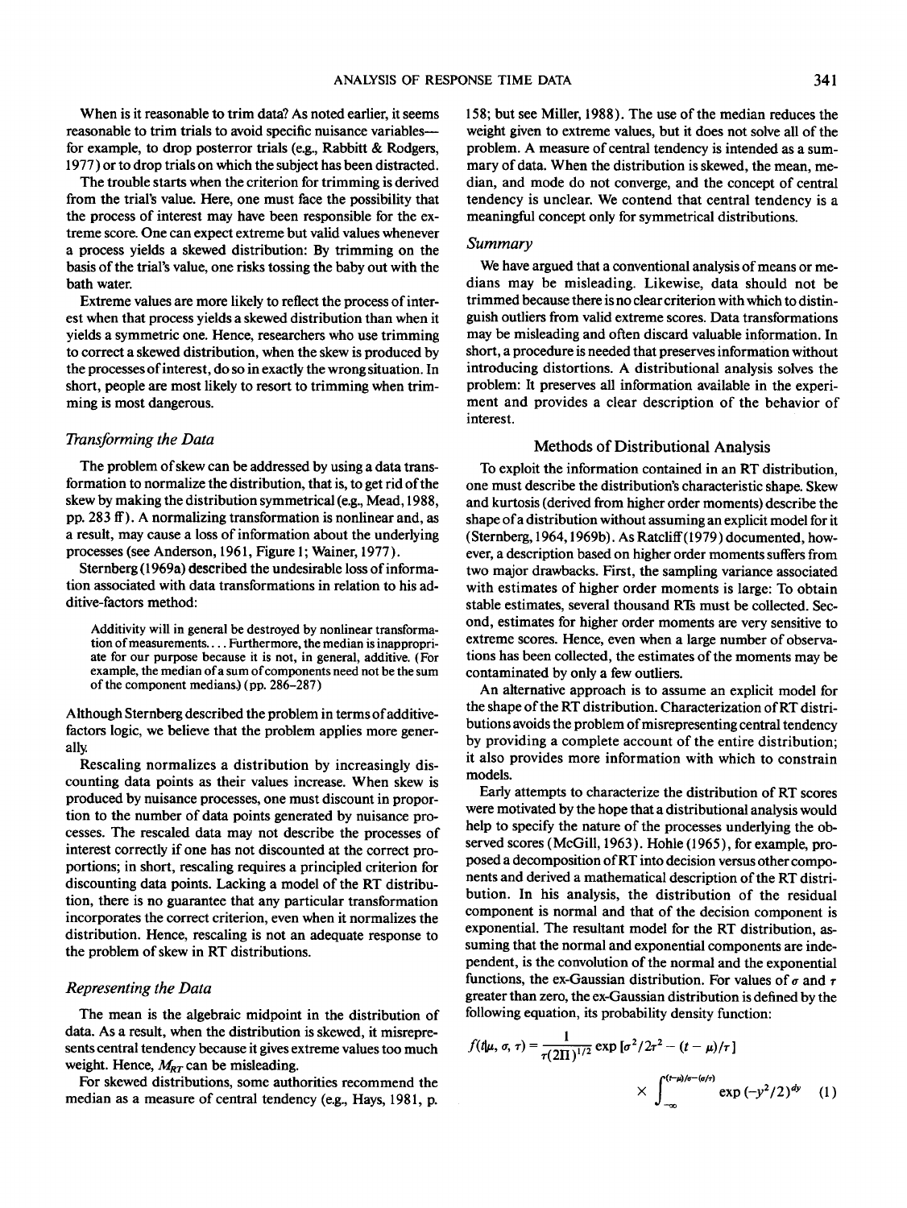When is it reasonable to trim data? As noted earlier, it seems reasonable to trim trials to avoid specific nuisance variables—for example, to drop posterror trials (e.g., Rabbitt & Rodgers, 1977) or to drop trials on which the subject has been distracted.

The trouble starts when the criterion for trimming is derived from the trial's value. Here, one must face the possibility that the process of interest may have been responsible for the extreme score. One can expect extreme but valid values whenever a process yields a skewed distribution: By trimming on the basis of the trial's value, one risks tossing the baby out with the bath water.

Extreme values are more likely to reflect the process of interest when that process yields a skewed distribution than when it yields a symmetric one. Hence, researchers who use trimming to correct a skewed distribution, when the skew is produced by the processes of interest, do so in exactly the wrong situation. In short, people are most likely to resort to trimming when trimming is most dangerous.

### *Transforming the Data*

The problem of skew can be addressed by using a data transformation to normalize the distribution, that is, to get rid of the skew by making the distribution symmetrical (e.g., Mead, 1988, pp. 283 ff). A normalizing transformation is nonlinear and, as a result, may cause a loss of information about the underlying processes (see Anderson, 1961, Figure 1; Wainer, 1977).

Sternberg (1969a) described the undesirable loss of information associated with data transformations in relation to his additive-factors method:

> Additivity will in general be destroyed by nonlinear transformation of measurements. . . . Furthermore, the median is inappropriate for our purpose because it is not, in general, additive. (For example, the median of a sum of components need not be the sum of the component medians.) (pp. 286–287)

Although Sternberg described the problem in terms of additive-factors logic, we believe that the problem applies more generally.

Rescaling normalizes a distribution by increasingly discounting data points as their values increase. When skew is produced by nuisance processes, one must discount in proportion to the number of data points generated by nuisance processes. The rescaled data may not describe the processes of interest correctly if one has not discounted at the correct proportions; in short, rescaling requires a principled criterion for discounting data points. Lacking a model of the RT distribution, there is no guarantee that any particular transformation incorporates the correct criterion, even when it normalizes the distribution. Hence, rescaling is not an adequate response to the problem of skew in RT distributions.

### *Representing the Data*

The mean is the algebraic midpoint in the distribution of data. As a result, when the distribution is skewed, it misrepresents central tendency because it gives extreme values too much weight. Hence, $M_{RT}$ can be misleading.

For skewed distributions, some authorities recommend the median as a measure of central tendency (e.g., Hays, 1981, p. 158; but see Miller, 1988). The use of the median reduces the weight given to extreme values, but it does not solve all of the problem. A measure of central tendency is intended as a summary of data. When the distribution is skewed, the mean, median, and mode do not converge, and the concept of central tendency is unclear. We contend that central tendency is a meaningful concept only for symmetrical distributions.

### *Summary*

We have argued that a conventional analysis of means or medians may be misleading. Likewise, data should not be trimmed because there is no clear criterion with which to distinguish outliers from valid extreme scores. Data transformations may be misleading and often discard valuable information. In short, a procedure is needed that preserves information without introducing distortions. A distributional analysis solves the problem: It preserves all information available in the experiment and provides a clear description of the behavior of interest.

## Methods of Distributional Analysis

To exploit the information contained in an RT distribution, one must describe the distribution's characteristic shape. Skew and kurtosis (derived from higher order moments) describe the shape of a distribution without assuming an explicit model for it (Sternberg, 1964, 1969b). As Ratcliff (1979) documented, however, a description based on higher order moments suffers from two major drawbacks. First, the sampling variance associated with estimates of higher order moments is large: To obtain stable estimates, several thousand RTs must be collected. Second, estimates for higher order moments are very sensitive to extreme scores. Hence, even when a large number of observations has been collected, the estimates of the moments may be contaminated by only a few outliers.

An alternative approach is to assume an explicit model for the shape of the RT distribution. Characterization of RT distributions avoids the problem of misrepresenting central tendency by providing a complete account of the entire distribution; it also provides more information with which to constrain models.

Early attempts to characterize the distribution of RT scores were motivated by the hope that a distributional analysis would help to specify the nature of the processes underlying the observed scores (McGill, 1963). Hohle (1965), for example, proposed a decomposition of RT into decision versus other components and derived a mathematical description of the RT distribution. In his analysis, the distribution of the residual component is normal and that of the decision component is exponential. The resultant model for the RT distribution, assuming that the normal and exponential components are independent, is the convolution of the normal and the exponential functions, the ex-Gaussian distribution. For values of $\sigma$ and $\tau$ greater than zero, the ex-Gaussian distribution is defined by the following equation, its probability density function:

$$f(t|\mu, \sigma, \tau) = \frac{1}{\tau(2\Pi)^{1/2}} \exp\left[\sigma^2/2\tau^2 - (t-\mu)/\tau\right] \times \int_{-\infty}^{(t-\mu)/\sigma - (\sigma/\tau)} \exp\left(-y^2/2\right)^{dy} \quad (1)$$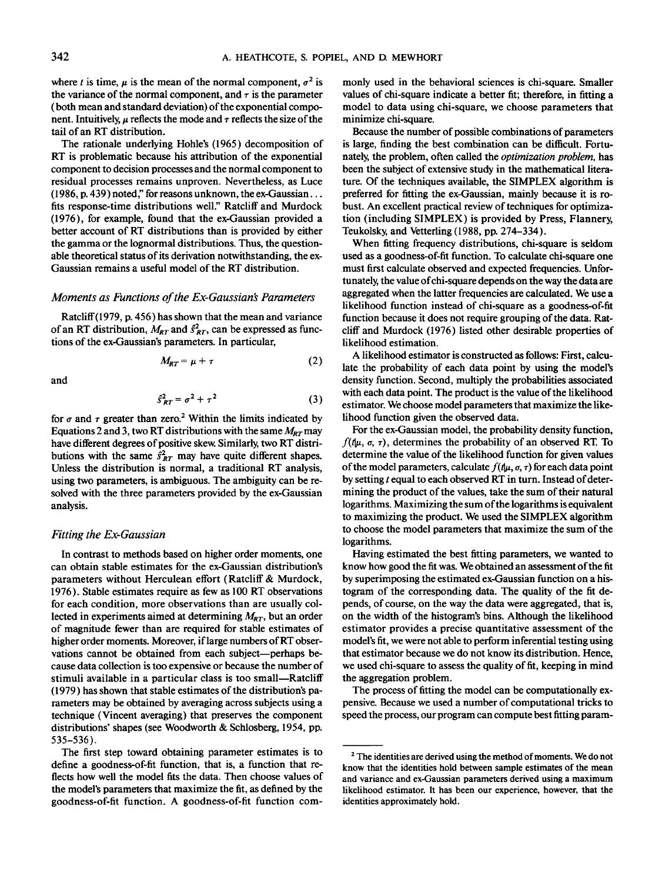where $t$ is time, $\mu$ is the mean of the normal component, $\sigma^2$ is the variance of the normal component, and $\tau$ is the parameter (both mean and standard deviation) of the exponential component. Intuitively, $\mu$ reflects the mode and $\tau$ reflects the size of the tail of an RT distribution.

The rationale underlying Hohle's (1965) decomposition of RT is problematic because his attribution of the exponential component to decision processes and the normal component to residual processes remains unproven. Nevertheless, as Luce (1986, p. 439) noted," for reasons unknown, the ex-Gaussian . . . fits response-time distributions well." Ratcliff and Murdock (1976), for example, found that the ex-Gaussian provided a better account of RT distributions than is provided by either the gamma or the lognormal distributions. Thus, the questionable theoretical status of its derivation notwithstanding, the ex-Gaussian remains a useful model of the RT distribution.

### *Moments as Functions of the Ex-Gaussian's Parameters*

Ratcliff (1979, p. 456) has shown that the mean and variance of an RT distribution, $M_{RT}$ and $\hat{s}^2_{RT}$, can be expressed as functions of the ex-Gaussian's parameters. In particular,

$$M_{RT} = \mu + \tau \tag{2}$$

and

$$\hat{s}^2_{RT} = \sigma^2 + \tau^2 \tag{3}$$

for $\sigma$ and $\tau$ greater than zero.[2] Within the limits indicated by Equations 2 and 3, two RT distributions with the same $M_{RT}$ may have different degrees of positive skew. Similarly, two RT distributions with the same $\hat{s}^2_{RT}$ may have quite different shapes. Unless the distribution is normal, a traditional RT analysis, using two parameters, is ambiguous. The ambiguity can be resolved with the three parameters provided by the ex-Gaussian analysis.

### *Fitting the Ex-Gaussian*

In contrast to methods based on higher order moments, one can obtain stable estimates for the ex-Gaussian distribution's parameters without Herculean effort (Ratcliff & Murdock, 1976). Stable estimates require as few as 100 RT observations for each condition, more observations than are usually collected in experiments aimed at determining $M_{RT}$, but an order of magnitude fewer than are required for stable estimates of higher order moments. Moreover, if large numbers of RT observations cannot be obtained from each subject—perhaps because data collection is too expensive or because the number of stimuli available in a particular class is too small—Ratcliff (1979) has shown that stable estimates of the distribution's parameters may be obtained by averaging across subjects using a technique (Vincent averaging) that preserves the component distributions' shapes (see Woodworth & Schlosberg, 1954, pp. 535–536).

The first step toward obtaining parameter estimates is to define a goodness-of-fit function, that is, a function that reflects how well the model fits the data. Then choose values of the model's parameters that maximize the fit, as defined by the goodness-of-fit function. A goodness-of-fit function commonly used in the behavioral sciences is chi-square. Smaller values of chi-square indicate a better fit; therefore, in fitting a model to data using chi-square, we choose parameters that minimize chi-square.

Because the number of possible combinations of parameters is large, finding the best combination can be difficult. Fortunately, the problem, often called the *optimization problem*, has been the subject of extensive study in the mathematical literature. Of the techniques available, the SIMPLEX algorithm is preferred for fitting the ex-Gaussian, mainly because it is robust. An excellent practical review of techniques for optimization (including SIMPLEX) is provided by Press, Flannery, Teukolsky, and Vetterling (1988, pp. 274–334).

When fitting frequency distributions, chi-square is seldom used as a goodness-of-fit function. To calculate chi-square one must first calculate observed and expected frequencies. Unfortunately, the value of chi-square depends on the way the data are aggregated when the latter frequencies are calculated. We use a likelihood function instead of chi-square as a goodness-of-fit function because it does not require grouping of the data. Ratcliff and Murdock (1976) listed other desirable properties of likelihood estimation.

A likelihood estimator is constructed as follows: First, calculate the probability of each data point by using the model's density function. Second, multiply the probabilities associated with each data point. The product is the value of the likelihood estimator. We choose model parameters that maximize the likelihood function given the observed data.

For the ex-Gaussian model, the probability density function, $f(t|\mu, \sigma, \tau)$, determines the probability of an observed RT. To determine the value of the likelihood function for given values of the model parameters, calculate $f(t|\mu, \sigma, \tau)$ for each data point by setting $t$ equal to each observed RT in turn. Instead of determining the product of the values, take the sum of their natural logarithms. Maximizing the sum of the logarithms is equivalent to maximizing the product. We used the SIMPLEX algorithm to choose the model parameters that maximize the sum of the logarithms.

Having estimated the best fitting parameters, we wanted to know how good the fit was. We obtained an assessment of the fit by superimposing the estimated ex-Gaussian function on a histogram of the corresponding data. The quality of the fit depends, of course, on the way the data were aggregated, that is, on the width of the histogram's bins. Although the likelihood estimator provides a precise quantitative assessment of the model's fit, we were not able to perform inferential testing using that estimator because we do not know its distribution. Hence, we used chi-square to assess the quality of fit, keeping in mind the aggregation problem.

The process of fitting the model can be computationally expensive. Because we used a number of computational tricks to speed the process, our program can compute best fitting param-

---

[2] The identities are derived using the method of moments. We do not know that the identities hold between sample estimates of the mean and variance and ex-Gaussian parameters derived using a maximum likelihood estimator. It has been our experience, however, that the identities approximately hold.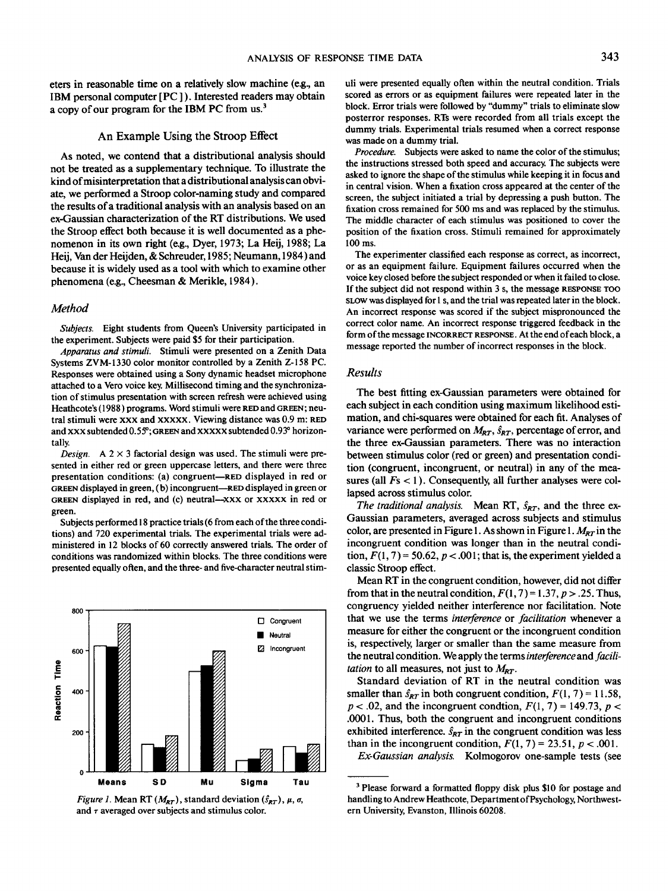eters in reasonable time on a relatively slow machine (e.g., an IBM personal computer [PC]). Interested readers may obtain a copy of our program for the IBM PC from us.[3]

## An Example Using the Stroop Effect

As noted, we contend that a distributional analysis should not be treated as a supplementary technique. To illustrate the kind of misinterpretation that a distributional analysis can obviate, we performed a Stroop color-naming study and compared the results of a traditional analysis with an analysis based on an ex-Gaussian characterization of the RT distributions. We used the Stroop effect both because it is well documented as a phenomenon in its own right (e.g., Dyer, 1973; La Heij, 1988; La Heij, Van der Heijden, & Schreuder, 1985; Neumann, 1984) and because it is widely used as a tool with which to examine other phenomena (e.g., Cheesman & Merikle, 1984).

### *Method*

*Subjects.* Eight students from Queen's University participated in the experiment. Subjects were paid $5 for their participation.

*Apparatus and stimuli.* Stimuli were presented on a Zenith Data Systems ZVM-1330 color monitor controlled by a Zenith Z-158 PC. Responses were obtained using a Sony dynamic headset microphone attached to a Vero voice key. Millisecond timing and the synchronization of stimulus presentation with screen refresh were achieved using Heathcote's (1988) programs. Word stimuli were RED and GREEN; neutral stimuli were XXX and XXXXX. Viewing distance was 0.9 m: RED and XXX subtended 0.55°; GREEN and XXXXX subtended 0.93° horizontally.

*Design.* A 2 × 3 factorial design was used. The stimuli were presented in either red or green uppercase letters, and there were three presentation conditions: (a) congruent—RED displayed in red or GREEN displayed in green, (b) incongruent—RED displayed in green or GREEN displayed in red, and (c) neutral—XXX or XXXXX in red or green.

Subjects performed 18 practice trials (6 from each of the three conditions) and 720 experimental trials. The experimental trials were administered in 12 blocks of 60 correctly answered trials. The order of conditions was randomized within blocks. The three conditions were presented equally often, and the three- and five-character neutral stimuli were presented equally often within the neutral condition. Trials scored as errors or as equipment failures were repeated later in the block. Error trials were followed by "dummy" trials to eliminate slow posterror responses. RTs were recorded from all trials except the dummy trials. Experimental trials resumed when a correct response was made on a dummy trial.

*Procedure.* Subjects were asked to name the color of the stimulus; the instructions stressed both speed and accuracy. The subjects were asked to ignore the shape of the stimulus while keeping it in focus and in central vision. When a fixation cross appeared at the center of the screen, the subject initiated a trial by depressing a push button. The fixation cross remained for 500 ms and was replaced by the stimulus. The middle character of each stimulus was positioned to cover the position of the fixation cross. Stimuli remained for approximately 100 ms.

The experimenter classified each response as correct, as incorrect, or as an equipment failure. Equipment failures occurred when the voice key closed before the subject responded or when it failed to close. If the subject did not respond within 3 s, the message RESPONSE TOO SLOW was displayed for 1 s, and the trial was repeated later in the block. An incorrect response was scored if the subject mispronounced the correct color name. An incorrect response triggered feedback in the form of the message INCORRECT RESPONSE. At the end of each block, a message reported the number of incorrect responses in the block.

*Figure 1.* Mean RT ($M_{RT}$), standard deviation ($\hat{s}_{RT}$), $\mu$, $\sigma$, and $\tau$ averaged over subjects and stimulus color.

### *Results*

The best fitting ex-Gaussian parameters were obtained for each subject in each condition using maximum likelihood estimation, and chi-squares were obtained for each fit. Analyses of variance were performed on $M_{RT}$, $\hat{s}_{RT}$, percentage of error, and the three ex-Gaussian parameters. There was no interaction between stimulus color (red or green) and presentation condition (congruent, incongruent, or neutral) in any of the measures (all $Fs < 1$). Consequently, all further analyses were collapsed across stimulus color.

*The traditional analysis.* Mean RT, $\hat{s}_{RT}$, and the three ex-Gaussian parameters, averaged across subjects and stimulus color, are presented in Figure 1. As shown in Figure 1, $M_{RT}$ in the incongruent condition was longer than in the neutral condition, $F(1, 7) = 50.62$, $p < .001$; that is, the experiment yielded a classic Stroop effect.

Mean RT in the congruent condition, however, did not differ from that in the neutral condition, $F(1, 7) = 1.37$, $p > .25$. Thus, congruency yielded neither interference nor facilitation. Note that we use the terms *interference* or *facilitation* whenever a measure for either the congruent or the incongruent condition is, respectively, larger or smaller than the same measure from the neutral condition. We apply the terms *interference* and *facilitation* to all measures, not just to $M_{RT}$.

Standard deviation of RT in the neutral condition was smaller than $\hat{s}_{RT}$ in both congruent condition, $F(1, 7) = 11.58$, $p < .02$, and the incongruent condtion, $F(1, 7) = 149.73$, $p < .0001$. Thus, both the congruent and incongruent conditions exhibited interference. $\hat{s}_{RT}$ in the congruent condition was less than in the incongruent condition, $F(1, 7) = 23.51$, $p < .001$.

*Ex-Gaussian analysis.* Kolmogorov one-sample tests (see

[3] Please forward a formatted floppy disk plus $10 for postage and handling to Andrew Heathcote, Department of Psychology, Northwestern University, Evanston, Illinois 60208.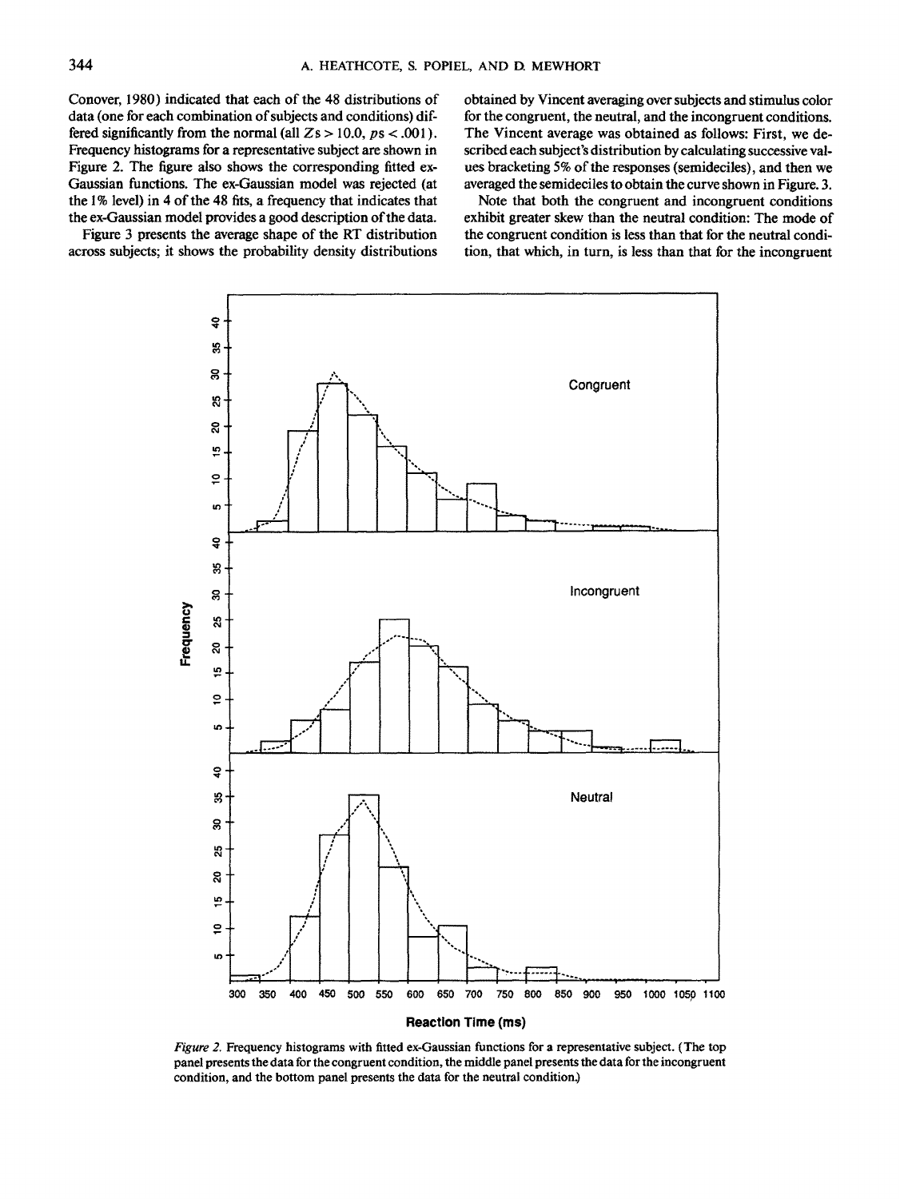Conover, 1980) indicated that each of the 48 distributions of data (one for each combination of subjects and conditions) differed significantly from the normal (all $Zs > 10.0$, $ps < .001$). Frequency histograms for a representative subject are shown in Figure 2. The figure also shows the corresponding fitted ex-Gaussian functions. The ex-Gaussian model was rejected (at the 1% level) in 4 of the 48 fits, a frequency that indicates that the ex-Gaussian model provides a good description of the data.

Figure 3 presents the average shape of the RT distribution across subjects; it shows the probability density distributions obtained by Vincent averaging over subjects and stimulus color for the congruent, the neutral, and the incongruent conditions. The Vincent average was obtained as follows: First, we described each subject's distribution by calculating successive values bracketing 5% of the responses (semideciles), and then we averaged the semideciles to obtain the curve shown in Figure. 3.

Note that both the congruent and incongruent conditions exhibit greater skew than the neutral condition: The mode of the congruent condition is less than that for the neutral condition, that which, in turn, is less than that for the incongruent

*Figure 2.* Frequency histograms with fitted ex-Gaussian functions for a representative subject. (The top panel presents the data for the congruent condition, the middle panel presents the data for the incongruent condition, and the bottom panel presents the data for the neutral condition.)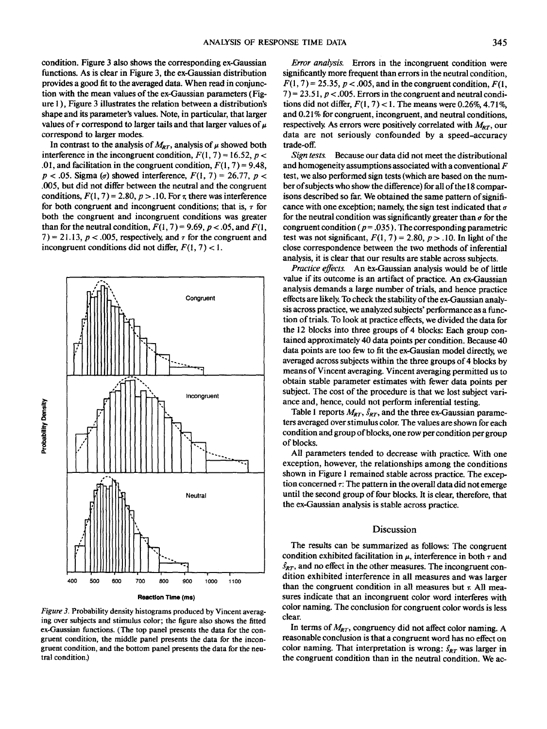condition. Figure 3 also shows the corresponding ex-Gaussian functions. As is clear in Figure 3, the ex-Gaussian distribution provides a good fit to the averaged data. When read in conjunction with the mean values of the ex-Gaussian parameters (Figure 1), Figure 3 illustrates the relation between a distribution's shape and its parameter's values. Note, in particular, that larger values of $\tau$ correspond to larger tails and that larger values of $\mu$ correspond to larger modes.

In contrast to the analysis of $M_{RT}$, analysis of $\mu$ showed both interference in the incongruent condition, $F(1, 7) = 16.52$, $p < .01$, and facilitation in the congruent condition, $F(1, 7) = 9.48$, $p < .05$. Sigma ($\sigma$) showed interference, $F(1, 7) = 26.77$, $p < .005$, but did not differ between the neutral and the congruent conditions, $F(1, 7) = 2.80$, $p > .10$. For $\tau$, there was interference for both congruent and incongruent conditions; that is, $\tau$ for both the congruent and incongruent conditions was greater than for the neutral condition, $F(1, 7) = 9.69$, $p < .05$, and $F(1, 7) = 21.13$, $p < .005$, respectively, and $\tau$ for the congruent and incongruent conditions did not differ, $F(1, 7) < 1$.

*Figure 3.* Probability density histograms produced by Vincent averaging over subjects and stimulus color; the figure also shows the fitted ex-Gaussian functions. (The top panel presents the data for the congruent condition, the middle panel presents the data for the incongruent condition, and the bottom panel presents the data for the neutral condition.)

*Error analysis.* Errors in the incongruent condition were significantly more frequent than errors in the neutral condition, $F(1, 7) = 25.35$, $p < .005$, and in the congruent condition, $F(1, 7) = 23.51$, $p < .005$. Errors in the congruent and neutral conditions did not differ, $F(1, 7) < 1$. The means were 0.26%, 4.71%, and 0.21% for congruent, incongruent, and neutral conditions, respectively. As errors were positively correlated with $M_{RT}$, our data are not seriously confounded by a speed–accuracy trade-off.

*Sign tests.* Because our data did not meet the distributional and homogeneity assumptions associated with a conventional $F$ test, we also performed sign tests (which are based on the number of subjects who show the difference) for all of the 18 comparisons described so far. We obtained the same pattern of significance with one exception; namely, the sign test indicated that $\sigma$ for the neutral condition was significantly greater than $\sigma$ for the congruent condition ($p = .035$). The corresponding parametric test was not significant, $F(1, 7) = 2.80$, $p > .10$. In light of the close correspondence between the two methods of inferential analysis, it is clear that our results are stable across subjects.

*Practice effects.* An ex-Gaussian analysis would be of little value if its outcome is an artifact of practice. An ex-Gaussian analysis demands a large number of trials, and hence practice effects are likely. To check the stability of the ex-Gaussian analysis across practice, we analyzed subjects' performance as a function of trials. To look at practice effects, we divided the data for the 12 blocks into three groups of 4 blocks: Each group contained approximately 40 data points per condition. Because 40 data points are too few to fit the ex-Gausian model directly, we averaged across subjects within the three groups of 4 blocks by means of Vincent averaging. Vincent averaging permitted us to obtain stable parameter estimates with fewer data points per subject. The cost of the procedure is that we lost subject variance and, hence, could not perform inferential testing.

Table 1 reports $M_{RT}$, $\hat{s}_{RT}$, and the three ex-Gaussian parameters averaged over stimulus color. The values are shown for each condition and group of blocks, one row per condition per group of blocks.

All parameters tended to decrease with practice. With one exception, however, the relationships among the conditions shown in Figure 1 remained stable across practice. The exception concerned $\tau$: The pattern in the overall data did not emerge until the second group of four blocks. It is clear, therefore, that the ex-Gaussian analysis is stable across practice.

## Discussion

The results can be summarized as follows: The congruent condition exhibited facilitation in $\mu$, interference in both $\tau$ and $\hat{s}_{RT}$, and no effect in the other measures. The incongruent condition exhibited interference in all measures and was larger than the congruent condition in all measures but $\tau$. All measures indicate that an incongruent color word interferes with color naming. The conclusion for congruent color words is less clear.

In terms of $M_{RT}$, congruency did not affect color naming. A reasonable conclusion is that a congruent word has no effect on color naming. That interpretation is wrong: $\hat{s}_{RT}$ was larger in the congruent condition than in the neutral condition. We ac-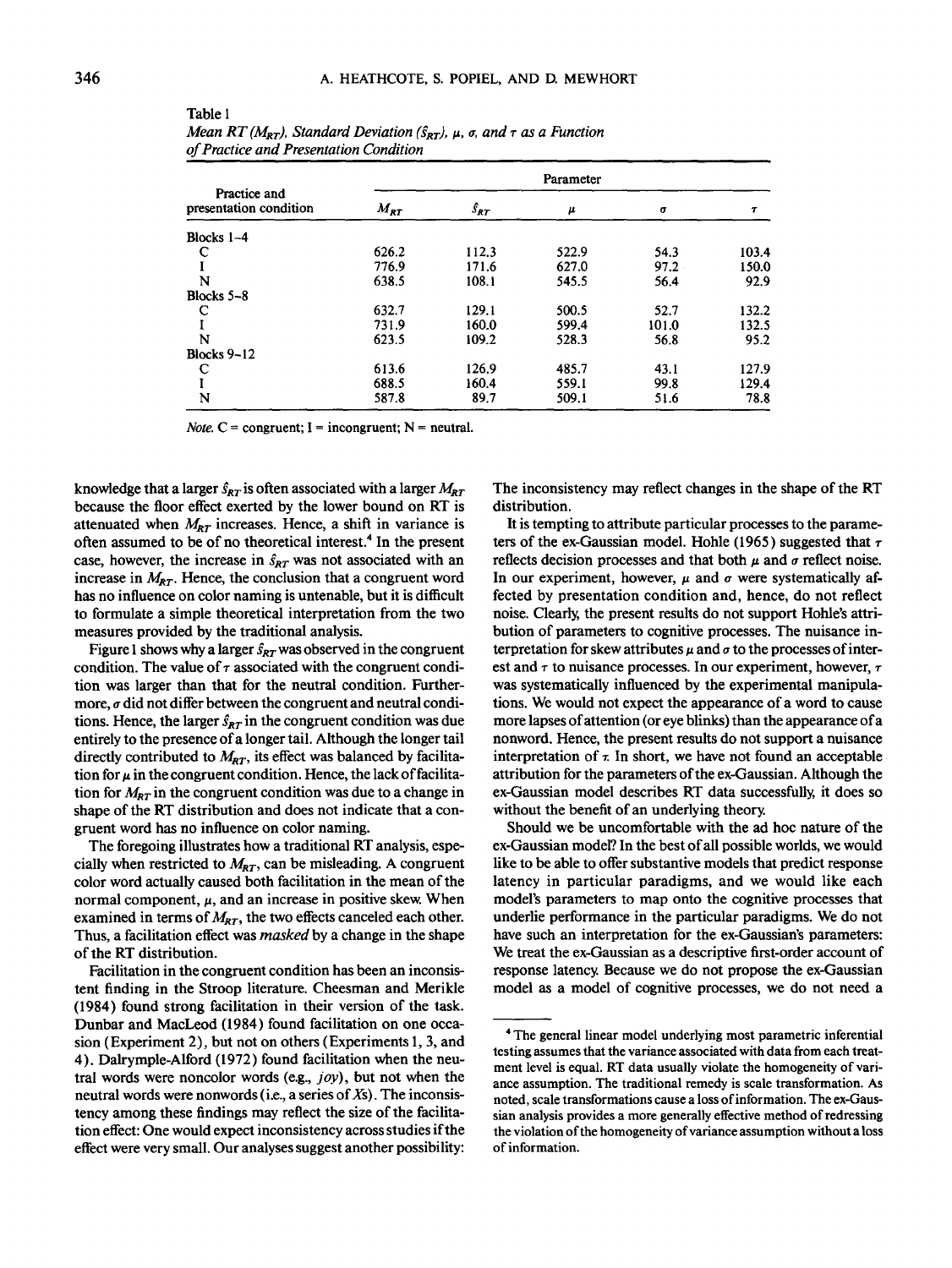Table 1
*Mean RT ($M_{RT}$), Standard Deviation ($\hat{s}_{RT}$), $\mu$, $\sigma$, and $\tau$ as a Function of Practice and Presentation Condition*

| Practice and presentation condition | Parameter | | | | |
|---|---|---|---|---|---|
| | $M_{RT}$ | $\hat{s}_{RT}$ | $\mu$ | $\sigma$ | $\tau$ |
| Blocks 1–4 | | | | | |
| C | 626.2 | 112.3 | 522.9 | 54.3 | 103.4 |
| I | 776.9 | 171.6 | 627.0 | 97.2 | 150.0 |
| N | 638.5 | 108.1 | 545.5 | 56.4 | 92.9 |
| Blocks 5–8 | | | | | |
| C | 632.7 | 129.1 | 500.5 | 52.7 | 132.2 |
| I | 731.9 | 160.0 | 599.4 | 101.0 | 132.5 |
| N | 623.5 | 109.2 | 528.3 | 56.8 | 95.2 |
| Blocks 9–12 | | | | | |
| C | 613.6 | 126.9 | 485.7 | 43.1 | 127.9 |
| I | 688.5 | 160.4 | 559.1 | 99.8 | 129.4 |
| N | 587.8 | 89.7 | 509.1 | 51.6 | 78.8 |

*Note.* C = congruent; I = incongruent; N = neutral.

knowledge that a larger $\hat{s}_{RT}$ is often associated with a larger $M_{RT}$ because the floor effect exerted by the lower bound on RT is attenuated when $M_{RT}$ increases. Hence, a shift in variance is often assumed to be of no theoretical interest.[4] In the present case, however, the increase in $\hat{s}_{RT}$ was not associated with an increase in $M_{RT}$. Hence, the conclusion that a congruent word has no influence on color naming is untenable, but it is difficult to formulate a simple theoretical interpretation from the two measures provided by the traditional analysis.

Figure 1 shows why a larger $\hat{s}_{RT}$ was observed in the congruent condition. The value of $\tau$ associated with the congruent condition was larger than that for the neutral condition. Furthermore, $\sigma$ did not differ between the congruent and neutral conditions. Hence, the larger $\hat{s}_{RT}$ in the congruent condition was due entirely to the presence of a longer tail. Although the longer tail directly contributed to $M_{RT}$, its effect was balanced by facilitation for $\mu$ in the congruent condition. Hence, the lack of facilitation for $M_{RT}$ in the congruent condition was due to a change in shape of the RT distribution and does not indicate that a congruent word has no influence on color naming.

The foregoing illustrates how a traditional RT analysis, especially when restricted to $M_{RT}$, can be misleading. A congruent color word actually caused both facilitation in the mean of the normal component, $\mu$, and an increase in positive skew. When examined in terms of $M_{RT}$, the two effects canceled each other. Thus, a facilitation effect was *masked* by a change in the shape of the RT distribution.

Facilitation in the congruent condition has been an inconsistent finding in the Stroop literature. Cheesman and Merikle (1984) found strong facilitation in their version of the task. Dunbar and MacLeod (1984) found facilitation on one occasion (Experiment 2), but not on others (Experiments 1, 3, and 4). Dalrymple-Alford (1972) found facilitation when the neutral words were noncolor words (e.g., *joy*), but not when the neutral words were nonwords (i.e., a series of *X*s). The inconsistency among these findings may reflect the size of the facilitation effect: One would expect inconsistency across studies if the effect were very small. Our analyses suggest another possibility: The inconsistency may reflect changes in the shape of the RT distribution.

It is tempting to attribute particular processes to the parameters of the ex-Gaussian model. Hohle (1965) suggested that $\tau$ reflects decision processes and that both $\mu$ and $\sigma$ reflect noise. In our experiment, however, $\mu$ and $\sigma$ were systematically affected by presentation condition and, hence, do not reflect noise. Clearly, the present results do not support Hohle's attribution of parameters to cognitive processes. The nuisance interpretation for skew attributes $\mu$ and $\sigma$ to the processes of interest and $\tau$ to nuisance processes. In our experiment, however, $\tau$ was systematically influenced by the experimental manipulations. We would not expect the appearance of a word to cause more lapses of attention (or eye blinks) than the appearance of a nonword. Hence, the present results do not support a nuisance interpretation of $\tau$. In short, we have not found an acceptable attribution for the parameters of the ex-Gaussian. Although the ex-Gaussian model describes RT data successfully, it does so without the benefit of an underlying theory.

Should we be uncomfortable with the ad hoc nature of the ex-Gaussian model? In the best of all possible worlds, we would like to be able to offer substantive models that predict response latency in particular paradigms, and we would like each model's parameters to map onto the cognitive processes that underlie performance in the particular paradigms. We do not have such an interpretation for the ex-Gaussian's parameters: We treat the ex-Gaussian as a descriptive first-order account of response latency. Because we do not propose the ex-Gaussian model as a model of cognitive processes, we do not need a

[4] The general linear model underlying most parametric inferential testing assumes that the variance associated with data from each treatment level is equal. RT data usually violate the homogeneity of variance assumption. The traditional remedy is scale transformation. As noted, scale transformations cause a loss of information. The ex-Gaussian analysis provides a more generally effective method of redressing the violation of the homogeneity of variance assumption without a loss of information.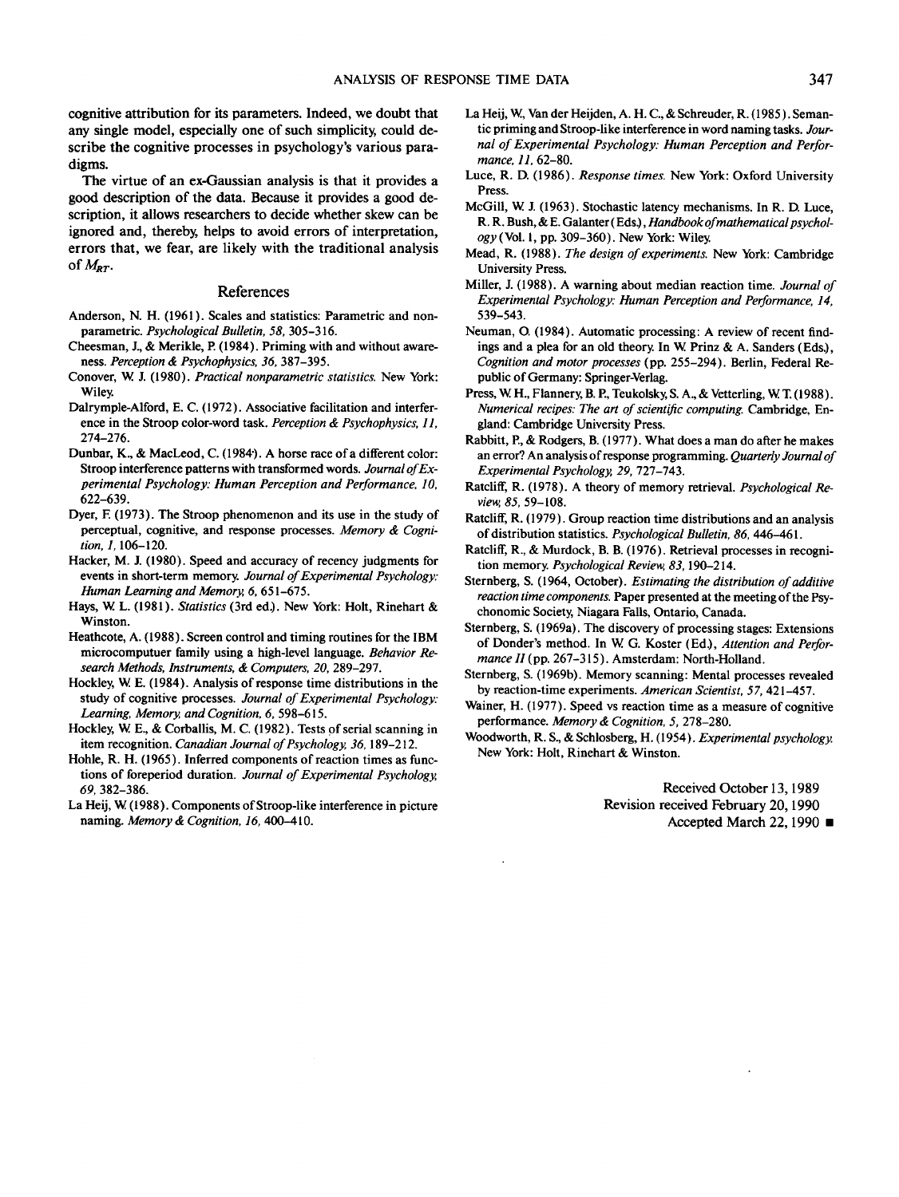cognitive attribution for its parameters. Indeed, we doubt that any single model, especially one of such simplicity, could describe the cognitive processes in psychology's various paradigms.

The virtue of an ex-Gaussian analysis is that it provides a good description of the data. Because it provides a good description, it allows researchers to decide whether skew can be ignored and, thereby, helps to avoid errors of interpretation, errors that, we fear, are likely with the traditional analysis of $M_{RT}$.

## References

Anderson, N. H. (1961). Scales and statistics: Parametric and nonparametric. *Psychological Bulletin, 58,* 305–316.

Cheesman, J., & Merikle, P. (1984). Priming with and without awareness. *Perception & Psychophysics, 36,* 387–395.

Conover, W. J. (1980). *Practical nonparametric statistics.* New York: Wiley.

Dalrymple-Alford, E. C. (1972). Associative facilitation and interference in the Stroop color-word task. *Perception & Psychophysics, 11,* 274–276.

Dunbar, K., & MacLeod, C. (1984). A horse race of a different color: Stroop interference patterns with transformed words. *Journal of Experimental Psychology: Human Perception and Performance, 10,* 622–639.

Dyer, F. (1973). The Stroop phenomenon and its use in the study of perceptual, cognitive, and response processes. *Memory & Cognition, 1,* 106–120.

Hacker, M. J. (1980). Speed and accuracy of recency judgments for events in short-term memory. *Journal of Experimental Psychology: Human Learning and Memory, 6,* 651–675.

Hays, W. L. (1981). *Statistics* (3rd ed.). New York: Holt, Rinehart & Winston.

Heathcote, A. (1988). Screen control and timing routines for the IBM microcomputuer family using a high-level language. *Behavior Research Methods, Instruments, & Computers, 20,* 289–297.

Hockley, W. E. (1984). Analysis of response time distributions in the study of cognitive processes. *Journal of Experimental Psychology: Learning, Memory, and Cognition, 6,* 598–615.

Hockley, W. E., & Corballis, M. C. (1982). Tests of serial scanning in item recognition. *Canadian Journal of Psychology, 36,* 189–212.

Hohle, R. H. (1965). Inferred components of reaction times as functions of foreperiod duration. *Journal of Experimental Psychology, 69,* 382–386.

La Heij, W. (1988). Components of Stroop-like interference in picture naming. *Memory & Cognition, 16,* 400–410.

La Heij, W., Van der Heijden, A. H. C., & Schreuder, R. (1985). Semantic priming and Stroop-like interference in word naming tasks. *Journal of Experimental Psychology: Human Perception and Performance, 11,* 62–80.

Luce, R. D. (1986). *Response times.* New York: Oxford University Press.

McGill, W. J. (1963). Stochastic latency mechanisms. In R. D. Luce, R. R. Bush, & E. Galanter (Eds.), *Handbook of mathematical psychology* (Vol. 1, pp. 309–360). New York: Wiley.

Mead, R. (1988). *The design of experiments.* New York: Cambridge University Press.

Miller, J. (1988). A warning about median reaction time. *Journal of Experimental Psychology: Human Perception and Performance, 14,* 539–543.

Neuman, O. (1984). Automatic processing: A review of recent findings and a plea for an old theory. In W. Prinz & A. Sanders (Eds.), *Cognition and motor processes* (pp. 255–294). Berlin, Federal Republic of Germany: Springer-Verlag.

Press, W. H., Flannery, B. P., Teukolsky, S. A., & Vetterling, W. T. (1988). *Numerical recipes: The art of scientific computing.* Cambridge, England: Cambridge University Press.

Rabbitt, P., & Rodgers, B. (1977). What does a man do after he makes an error? An analysis of response programming. *Quarterly Journal of Experimental Psychology, 29,* 727–743.

Ratcliff, R. (1978). A theory of memory retrieval. *Psychological Review, 85,* 59–108.

Ratcliff, R. (1979). Group reaction time distributions and an analysis of distribution statistics. *Psychological Bulletin, 86,* 446–461.

Ratcliff, R., & Murdock, B. B. (1976). Retrieval processes in recognition memory. *Psychological Review, 83,* 190–214.

Sternberg, S. (1964, October). *Estimating the distribution of additive reaction time components.* Paper presented at the meeting of the Psychonomic Society, Niagara Falls, Ontario, Canada.

Sternberg, S. (1969a). The discovery of processing stages: Extensions of Donder's method. In W. G. Koster (Ed.), *Attention and Performance II* (pp. 267–315). Amsterdam: North-Holland.

Sternberg, S. (1969b). Memory scanning: Mental processes revealed by reaction-time experiments. *American Scientist, 57,* 421–457.

Wainer, H. (1977). Speed vs reaction time as a measure of cognitive performance. *Memory & Cognition, 5,* 278–280.

Woodworth, R. S., & Schlosberg, H. (1954). *Experimental psychology.* New York: Holt, Rinehart & Winston.

Received October 13, 1989
Revision received February 20, 1990
Accepted March 22, 1990 ■